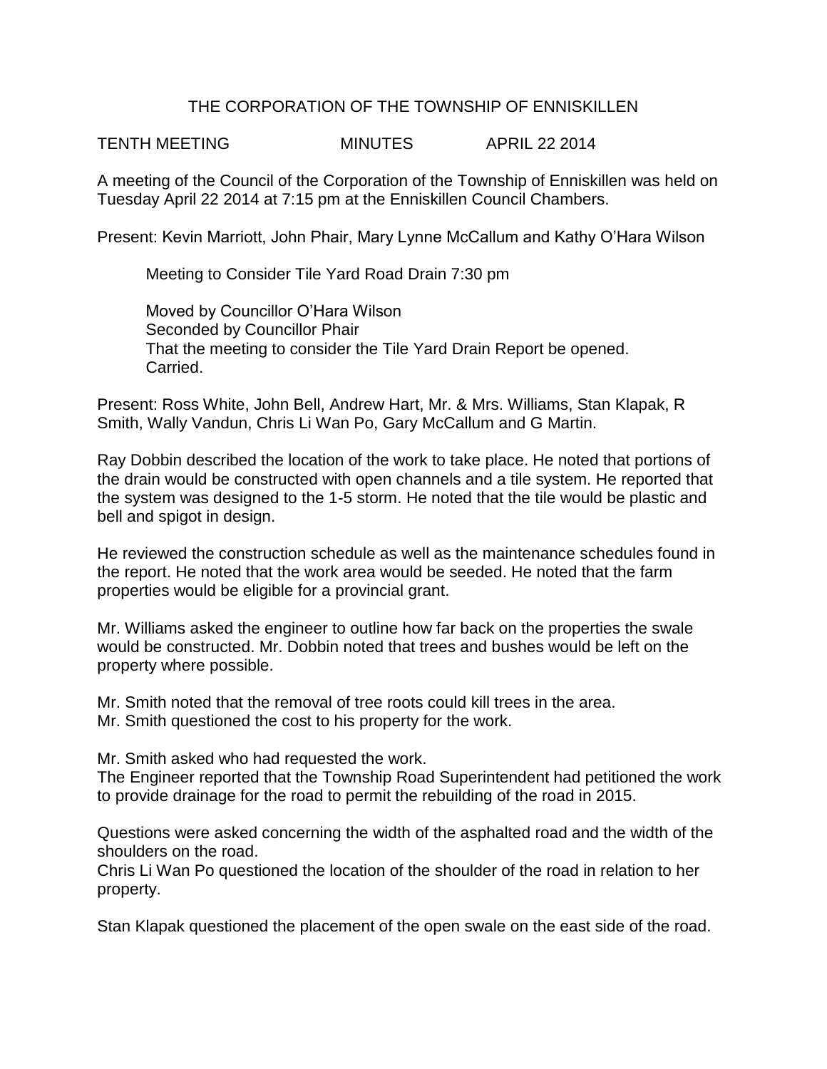# THE CORPORATION OF THE TOWNSHIP OF ENNISKILLEN

TENTH MEETING MINUTES APRIL 22 2014

A meeting of the Council of the Corporation of the Township of Enniskillen was held on Tuesday April 22 2014 at 7:15 pm at the Enniskillen Council Chambers.

Present: Kevin Marriott, John Phair, Mary Lynne McCallum and Kathy O'Hara Wilson

> Meeting to Consider Tile Yard Road Drain 7:30 pm
>
> Moved by Councillor O'Hara Wilson
> Seconded by Councillor Phair
> That the meeting to consider the Tile Yard Drain Report be opened.
> Carried.

Present: Ross White, John Bell, Andrew Hart, Mr. & Mrs. Williams, Stan Klapak, R Smith, Wally Vandun, Chris Li Wan Po, Gary McCallum and G Martin.

Ray Dobbin described the location of the work to take place. He noted that portions of the drain would be constructed with open channels and a tile system. He reported that the system was designed to the 1-5 storm. He noted that the tile would be plastic and bell and spigot in design.

He reviewed the construction schedule as well as the maintenance schedules found in the report. He noted that the work area would be seeded. He noted that the farm properties would be eligible for a provincial grant.

Mr. Williams asked the engineer to outline how far back on the properties the swale would be constructed. Mr. Dobbin noted that trees and bushes would be left on the property where possible.

Mr. Smith noted that the removal of tree roots could kill trees in the area.
Mr. Smith questioned the cost to his property for the work.

Mr. Smith asked who had requested the work.
The Engineer reported that the Township Road Superintendent had petitioned the work to provide drainage for the road to permit the rebuilding of the road in 2015.

Questions were asked concerning the width of the asphalted road and the width of the shoulders on the road.
Chris Li Wan Po questioned the location of the shoulder of the road in relation to her property.

Stan Klapak questioned the placement of the open swale on the east side of the road.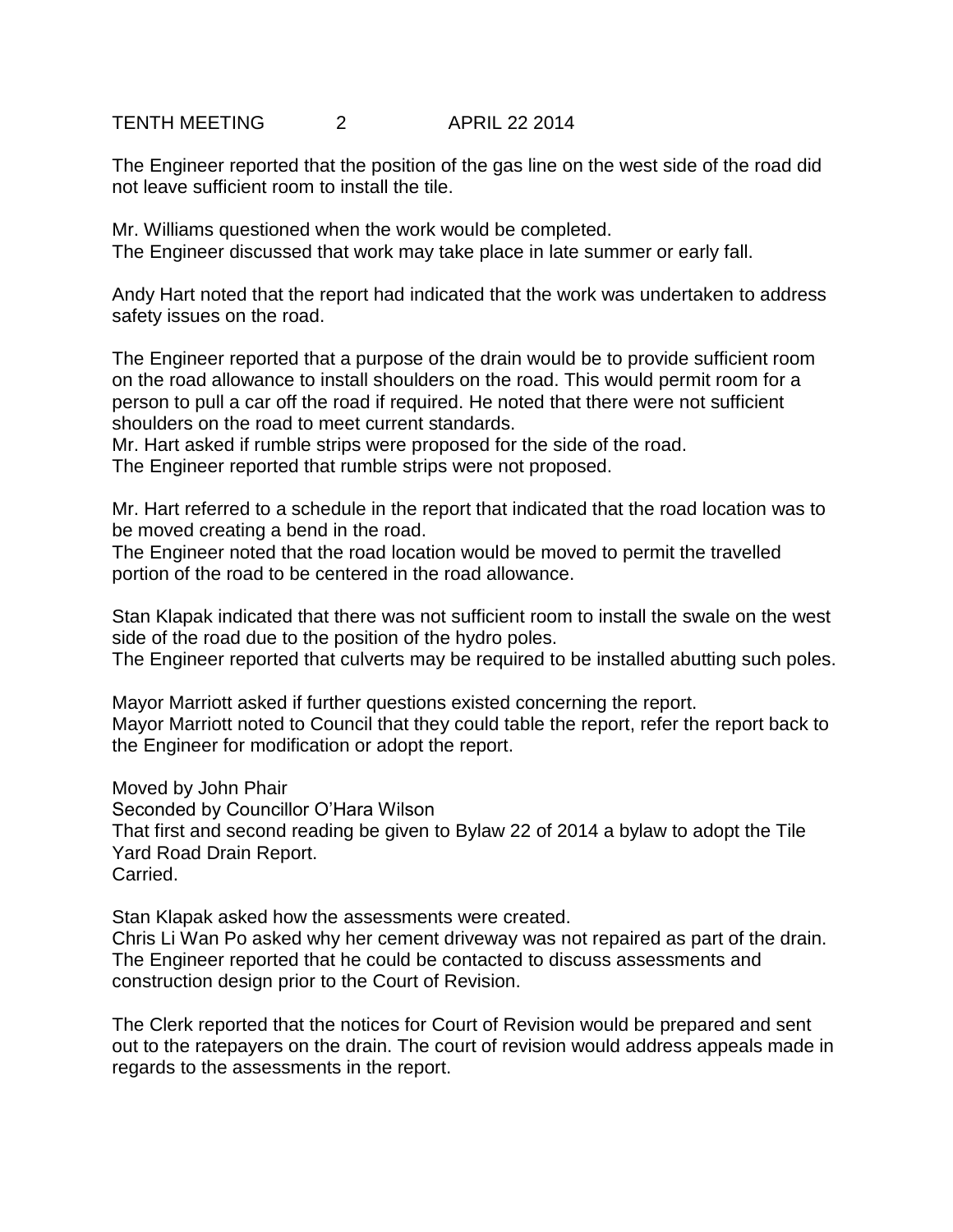The Engineer reported that the position of the gas line on the west side of the road did not leave sufficient room to install the tile.

Mr. Williams questioned when the work would be completed.
The Engineer discussed that work may take place in late summer or early fall.

Andy Hart noted that the report had indicated that the work was undertaken to address safety issues on the road.

The Engineer reported that a purpose of the drain would be to provide sufficient room on the road allowance to install shoulders on the road. This would permit room for a person to pull a car off the road if required. He noted that there were not sufficient shoulders on the road to meet current standards.
Mr. Hart asked if rumble strips were proposed for the side of the road.
The Engineer reported that rumble strips were not proposed.

Mr. Hart referred to a schedule in the report that indicated that the road location was to be moved creating a bend in the road.
The Engineer noted that the road location would be moved to permit the travelled portion of the road to be centered in the road allowance.

Stan Klapak indicated that there was not sufficient room to install the swale on the west side of the road due to the position of the hydro poles.
The Engineer reported that culverts may be required to be installed abutting such poles.

Mayor Marriott asked if further questions existed concerning the report.
Mayor Marriott noted to Council that they could table the report, refer the report back to the Engineer for modification or adopt the report.

Moved by John Phair
Seconded by Councillor O'Hara Wilson
That first and second reading be given to Bylaw 22 of 2014 a bylaw to adopt the Tile Yard Road Drain Report.
Carried.

Stan Klapak asked how the assessments were created.
Chris Li Wan Po asked why her cement driveway was not repaired as part of the drain.
The Engineer reported that he could be contacted to discuss assessments and construction design prior to the Court of Revision.

The Clerk reported that the notices for Court of Revision would be prepared and sent out to the ratepayers on the drain. The court of revision would address appeals made in regards to the assessments in the report.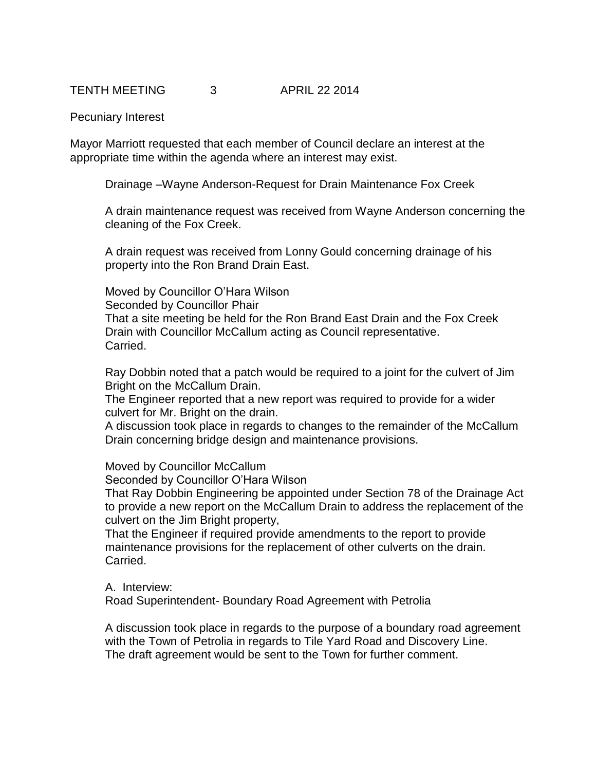Pecuniary Interest

Mayor Marriott requested that each member of Council declare an interest at the appropriate time within the agenda where an interest may exist.

Drainage –Wayne Anderson-Request for Drain Maintenance Fox Creek

A drain maintenance request was received from Wayne Anderson concerning the cleaning of the Fox Creek.

A drain request was received from Lonny Gould concerning drainage of his property into the Ron Brand Drain East.

Moved by Councillor O'Hara Wilson
Seconded by Councillor Phair
That a site meeting be held for the Ron Brand East Drain and the Fox Creek Drain with Councillor McCallum acting as Council representative.
Carried.

Ray Dobbin noted that a patch would be required to a joint for the culvert of Jim Bright on the McCallum Drain.
The Engineer reported that a new report was required to provide for a wider culvert for Mr. Bright on the drain.
A discussion took place in regards to changes to the remainder of the McCallum Drain concerning bridge design and maintenance provisions.

Moved by Councillor McCallum
Seconded by Councillor O'Hara Wilson
That Ray Dobbin Engineering be appointed under Section 78 of the Drainage Act to provide a new report on the McCallum Drain to address the replacement of the culvert on the Jim Bright property,
That the Engineer if required provide amendments to the report to provide maintenance provisions for the replacement of other culverts on the drain.
Carried.

A. Interview:
Road Superintendent- Boundary Road Agreement with Petrolia

A discussion took place in regards to the purpose of a boundary road agreement with the Town of Petrolia in regards to Tile Yard Road and Discovery Line.
The draft agreement would be sent to the Town for further comment.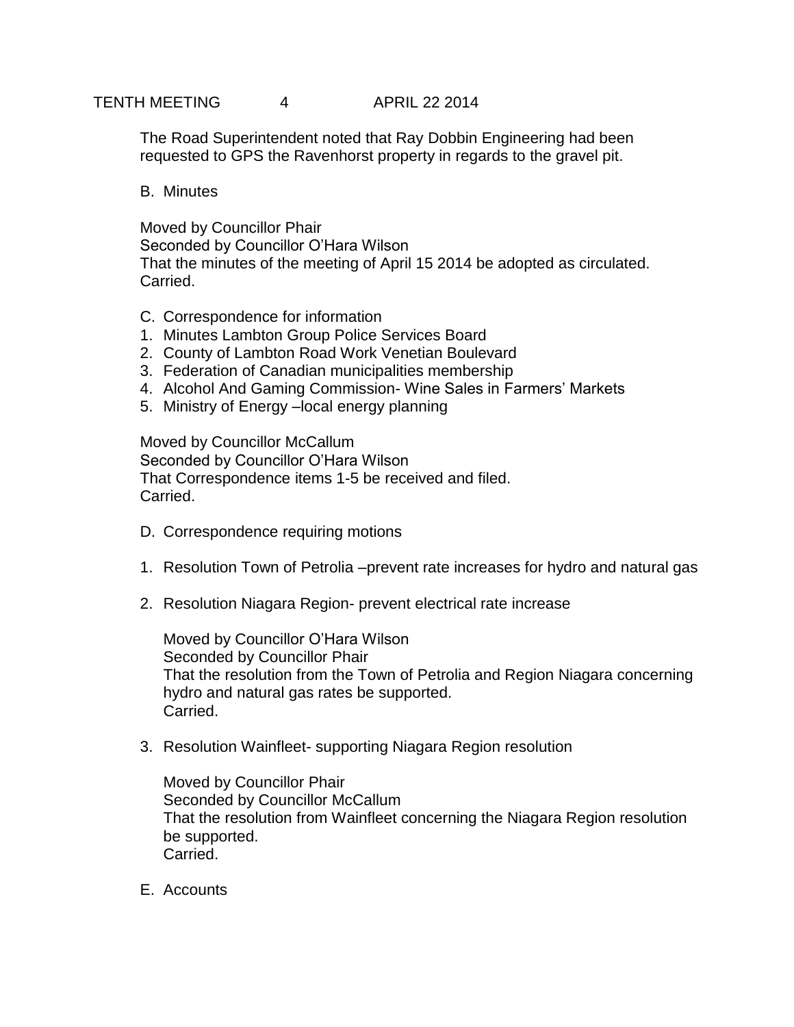The Road Superintendent noted that Ray Dobbin Engineering had been requested to GPS the Ravenhorst property in regards to the gravel pit.

B. Minutes

Moved by Councillor Phair
Seconded by Councillor O'Hara Wilson
That the minutes of the meeting of April 15 2014 be adopted as circulated.
Carried.

C. Correspondence for information

1. Minutes Lambton Group Police Services Board
2. County of Lambton Road Work Venetian Boulevard
3. Federation of Canadian municipalities membership
4. Alcohol And Gaming Commission- Wine Sales in Farmers' Markets
5. Ministry of Energy –local energy planning

Moved by Councillor McCallum
Seconded by Councillor O'Hara Wilson
That Correspondence items 1-5 be received and filed.
Carried.

D. Correspondence requiring motions

1. Resolution Town of Petrolia –prevent rate increases for hydro and natural gas

2. Resolution Niagara Region- prevent electrical rate increase

   Moved by Councillor O'Hara Wilson
   Seconded by Councillor Phair
   That the resolution from the Town of Petrolia and Region Niagara concerning hydro and natural gas rates be supported.
   Carried.

3. Resolution Wainfleet- supporting Niagara Region resolution

   Moved by Councillor Phair
   Seconded by Councillor McCallum
   That the resolution from Wainfleet concerning the Niagara Region resolution be supported.
   Carried.

E. Accounts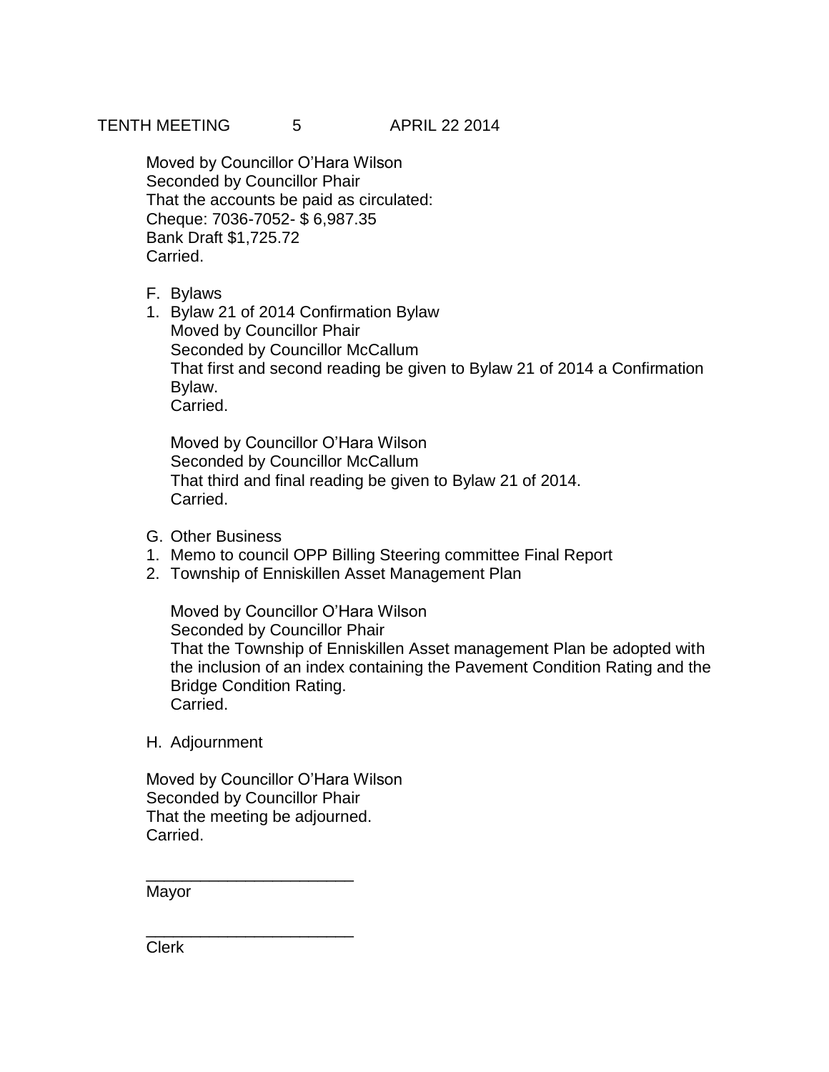Moved by Councillor O'Hara Wilson
Seconded by Councillor Phair
That the accounts be paid as circulated:
Cheque: 7036-7052- $ 6,987.35
Bank Draft $1,725.72
Carried.

F. Bylaws

1. Bylaw 21 of 2014 Confirmation Bylaw
   Moved by Councillor Phair
   Seconded by Councillor McCallum
   That first and second reading be given to Bylaw 21 of 2014 a Confirmation Bylaw.
   Carried.

   Moved by Councillor O'Hara Wilson
   Seconded by Councillor McCallum
   That third and final reading be given to Bylaw 21 of 2014.
   Carried.

G. Other Business

1. Memo to council OPP Billing Steering committee Final Report
2. Township of Enniskillen Asset Management Plan

   Moved by Councillor O'Hara Wilson
   Seconded by Councillor Phair
   That the Township of Enniskillen Asset management Plan be adopted with the inclusion of an index containing the Pavement Condition Rating and the Bridge Condition Rating.
   Carried.

H. Adjournment

Moved by Councillor O'Hara Wilson
Seconded by Councillor Phair
That the meeting be adjourned.
Carried.

_______________________
Mayor

_______________________
Clerk